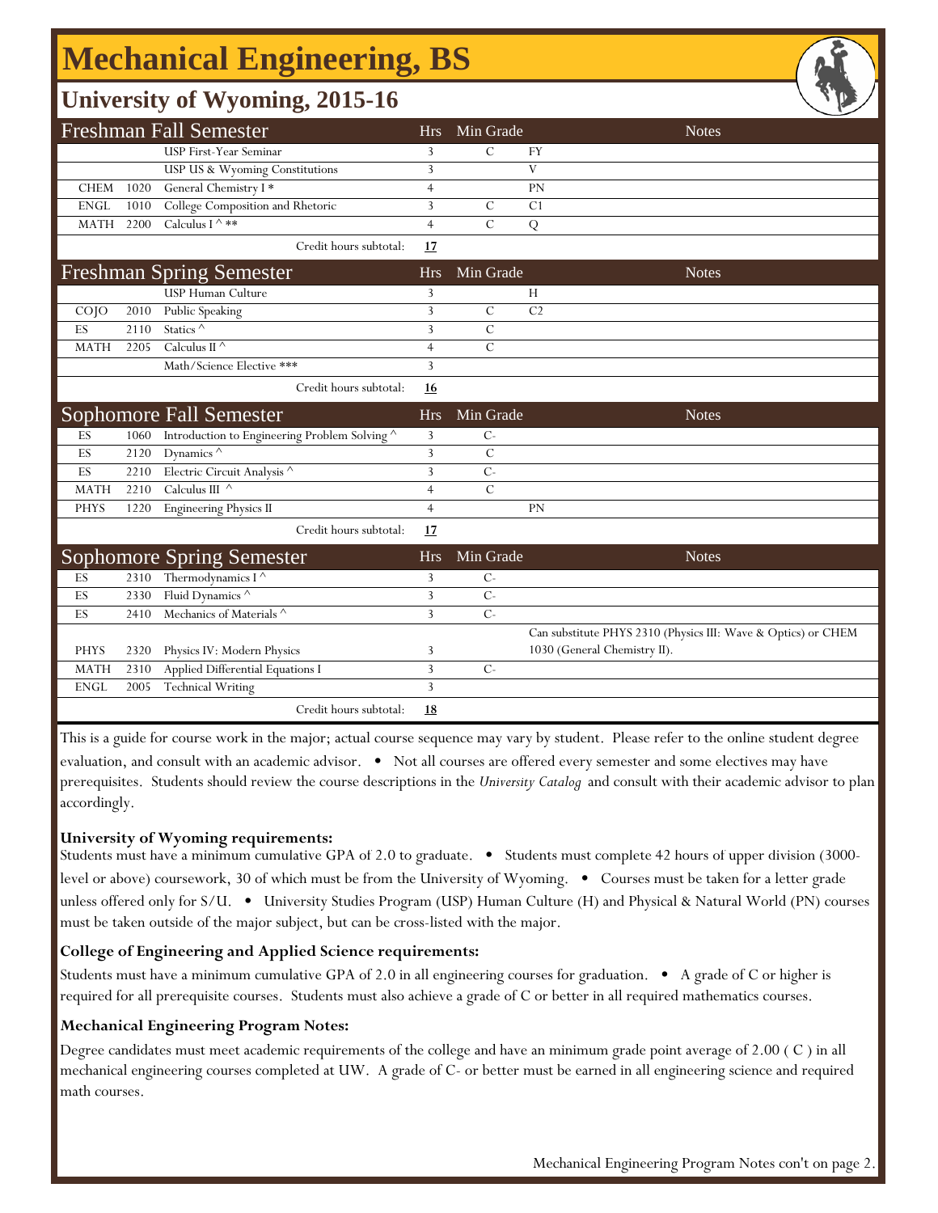# Mechanical Engineering, BS

## University of Wyoming, 2015-16

| Freshman Fall Semester | | | Hrs | Min Grade | | Notes |
|---|---|---|---|---|---|---|
| | | USP First-Year Seminar | 3 | C | FY | |
| | | USP US & Wyoming Constitutions | 3 | | V | |
| CHEM | 1020 | General Chemistry I * | 4 | | PN | |
| ENGL | 1010 | College Composition and Rhetoric | 3 | C | C1 | |
| MATH | 2200 | Calculus I ^ ** | 4 | C | Q | |
| | | Credit hours subtotal: | **17** | | | |

| Freshman Spring Semester | | | Hrs | Min Grade | | Notes |
|---|---|---|---|---|---|---|
| | | USP Human Culture | 3 | | H | |
| COJO | 2010 | Public Speaking | 3 | C | C2 | |
| ES | 2110 | Statics ^ | 3 | C | | |
| MATH | 2205 | Calculus II ^ | 4 | C | | |
| | | Math/Science Elective *** | 3 | | | |
| | | Credit hours subtotal: | **16** | | | |

| Sophomore Fall Semester | | | Hrs | Min Grade | | Notes |
|---|---|---|---|---|---|---|
| ES | 1060 | Introduction to Engineering Problem Solving ^ | 3 | C- | | |
| ES | 2120 | Dynamics ^ | 3 | C | | |
| ES | 2210 | Electric Circuit Analysis ^ | 3 | C- | | |
| MATH | 2210 | Calculus III ^ | 4 | C | | |
| PHYS | 1220 | Engineering Physics II | 4 | | PN | |
| | | Credit hours subtotal: | **17** | | | |

| Sophomore Spring Semester | | | Hrs | Min Grade | | Notes |
|---|---|---|---|---|---|---|
| ES | 2310 | Thermodynamics I ^ | 3 | C- | | |
| ES | 2330 | Fluid Dynamics ^ | 3 | C- | | |
| ES | 2410 | Mechanics of Materials ^ | 3 | C- | | |
| PHYS | 2320 | Physics IV: Modern Physics | 3 | | | Can substitute PHYS 2310 (Physics III: Wave & Optics) or CHEM 1030 (General Chemistry II). |
| MATH | 2310 | Applied Differential Equations I | 3 | C- | | |
| ENGL | 2005 | Technical Writing | 3 | | | |
| | | Credit hours subtotal: | **18** | | | |

This is a guide for course work in the major; actual course sequence may vary by student. Please refer to the online student degree evaluation, and consult with an academic advisor. • Not all courses are offered every semester and some electives may have prerequisites. Students should review the course descriptions in the *University Catalog* and consult with their academic advisor to plan accordingly.

**University of Wyoming requirements:**

Students must have a minimum cumulative GPA of 2.0 to graduate. • Students must complete 42 hours of upper division (3000-level or above) coursework, 30 of which must be from the University of Wyoming. • Courses must be taken for a letter grade unless offered only for S/U. • University Studies Program (USP) Human Culture (H) and Physical & Natural World (PN) courses must be taken outside of the major subject, but can be cross-listed with the major.

**College of Engineering and Applied Science requirements:**

Students must have a minimum cumulative GPA of 2.0 in all engineering courses for graduation. • A grade of C or higher is required for all prerequisite courses. Students must also achieve a grade of C or better in all required mathematics courses.

**Mechanical Engineering Program Notes:**

Degree candidates must meet academic requirements of the college and have an minimum grade point average of 2.00 ( C ) in all mechanical engineering courses completed at UW. A grade of C- or better must be earned in all engineering science and required math courses.

Mechanical Engineering Program Notes con't on page 2.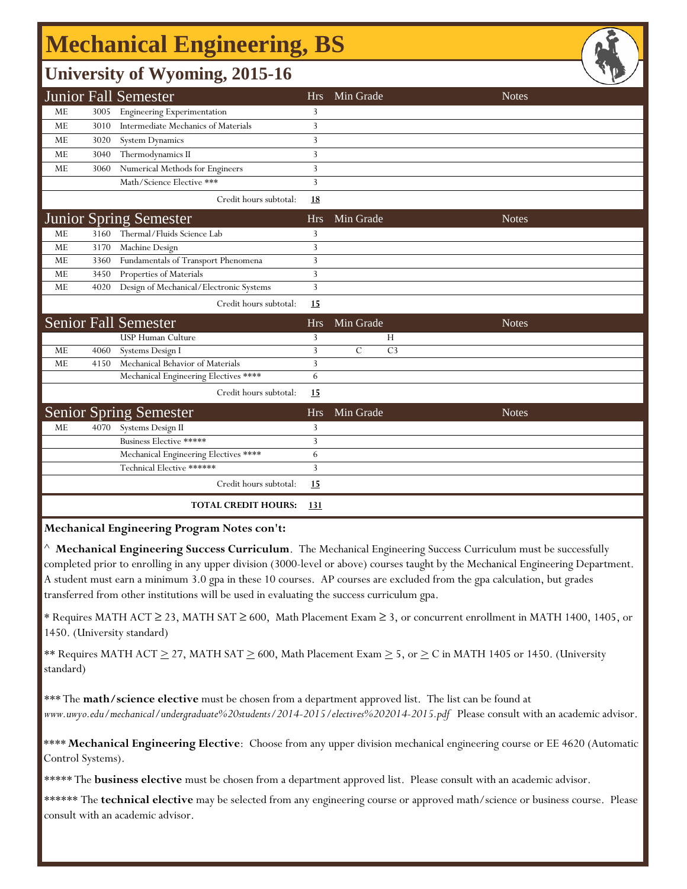# Mechanical Engineering, BS

## University of Wyoming, 2015-16

| Junior Fall Semester | | | Hrs | Min Grade | | Notes |
|---|---|---|---|---|---|---|
| ME | 3005 | Engineering Experimentation | 3 | | | |
| ME | 3010 | Intermediate Mechanics of Materials | 3 | | | |
| ME | 3020 | System Dynamics | 3 | | | |
| ME | 3040 | Thermodynamics II | 3 | | | |
| ME | 3060 | Numerical Methods for Engineers | 3 | | | |
| | | Math/Science Elective *** | 3 | | | |
| | | Credit hours subtotal: | **18** | | | |

| Junior Spring Semester | | | Hrs | Min Grade | | Notes |
|---|---|---|---|---|---|---|
| ME | 3160 | Thermal/Fluids Science Lab | 3 | | | |
| ME | 3170 | Machine Design | 3 | | | |
| ME | 3360 | Fundamentals of Transport Phenomena | 3 | | | |
| ME | 3450 | Properties of Materials | 3 | | | |
| ME | 4020 | Design of Mechanical/Electronic Systems | 3 | | | |
| | | Credit hours subtotal: | **15** | | | |

| Senior Fall Semester | | | Hrs | Min Grade | | Notes |
|---|---|---|---|---|---|---|
| | | USP Human Culture | 3 | | H | |
| ME | 4060 | Systems Design I | 3 | C | C3 | |
| ME | 4150 | Mechanical Behavior of Materials | 3 | | | |
| | | Mechanical Engineering Electives **** | 6 | | | |
| | | Credit hours subtotal: | **15** | | | |

| Senior Spring Semester | | | Hrs | Min Grade | | Notes |
|---|---|---|---|---|---|---|
| ME | 4070 | Systems Design II | 3 | | | |
| | | Business Elective ***** | 3 | | | |
| | | Mechanical Engineering Electives **** | 6 | | | |
| | | Technical Elective ****** | 3 | | | |
| | | Credit hours subtotal: | **15** | | | |
| | | **TOTAL CREDIT HOURS:** | **131** | | | |

**Mechanical Engineering Program Notes con't:**

^ **Mechanical Engineering Success Curriculum**. The Mechanical Engineering Success Curriculum must be successfully completed prior to enrolling in any upper division (3000-level or above) courses taught by the Mechanical Engineering Department. A student must earn a minimum 3.0 gpa in these 10 courses. AP courses are excluded from the gpa calculation, but grades transferred from other institutions will be used in evaluating the success curriculum gpa.

* Requires MATH ACT ≥ 23, MATH SAT ≥ 600, Math Placement Exam ≥ 3, or concurrent enrollment in MATH 1400, 1405, or 1450. (University standard)

** Requires MATH ACT ≥ 27, MATH SAT ≥ 600, Math Placement Exam ≥ 5, or ≥ C in MATH 1405 or 1450. (University standard)

*** The **math/science elective** must be chosen from a department approved list. The list can be found at *www.uwyo.edu/mechanical/undergraduate%20students/2014-2015/electives%202014-2015.pdf* Please consult with an academic advisor.

**** **Mechanical Engineering Elective**: Choose from any upper division mechanical engineering course or EE 4620 (Automatic Control Systems).

***** The **business elective** must be chosen from a department approved list. Please consult with an academic advisor.

****** The **technical elective** may be selected from any engineering course or approved math/science or business course. Please consult with an academic advisor.